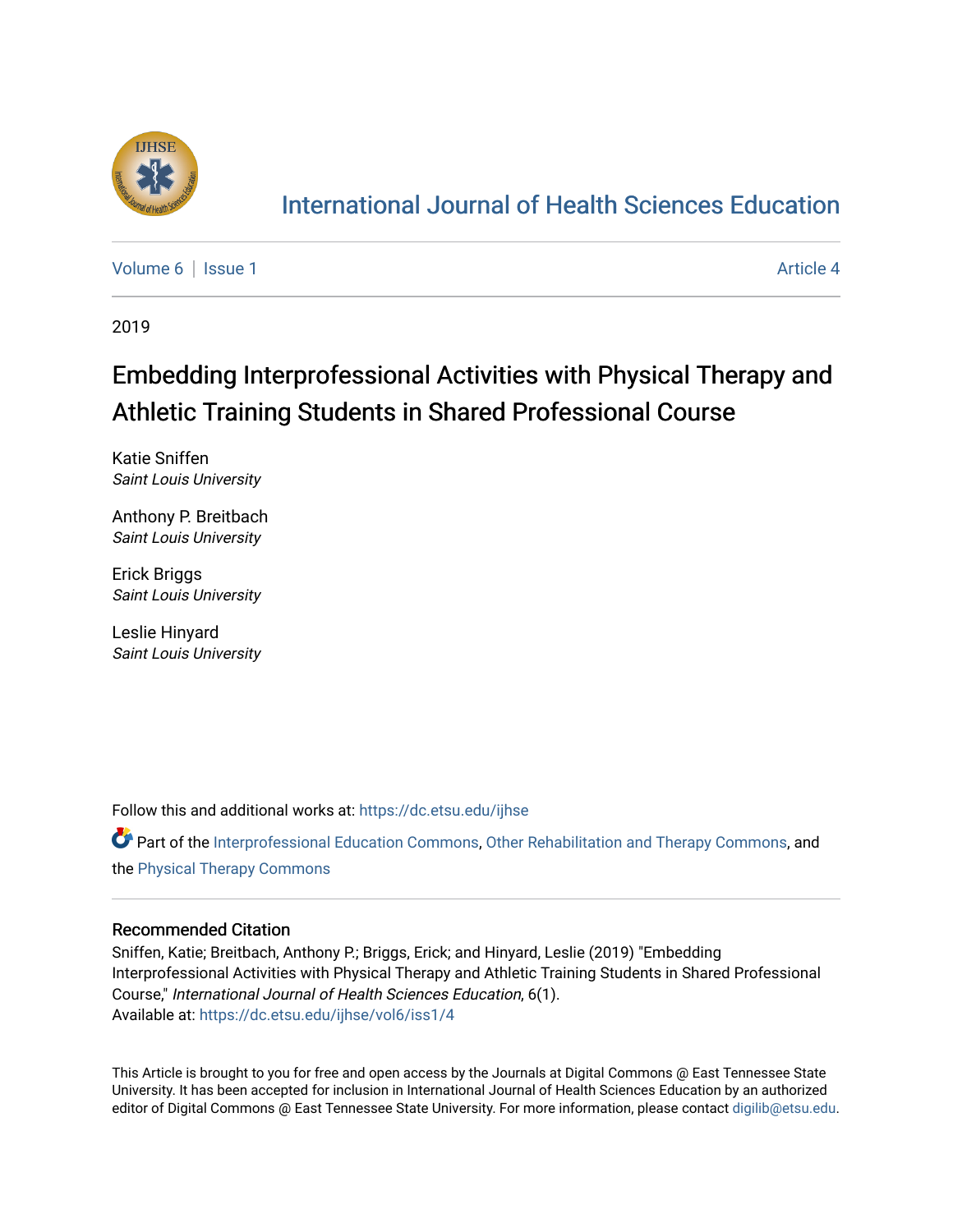# International Journal of Health Sciences Education

Volume 6 | Issue 1 — Article 4

2019

## Embedding Interprofessional Activities with Physical Therapy and Athletic Training Students in Shared Professional Course

Katie Sniffen
*Saint Louis University*

Anthony P. Breitbach
*Saint Louis University*

Erick Briggs
*Saint Louis University*

Leslie Hinyard
*Saint Louis University*

Follow this and additional works at: https://dc.etsu.edu/ijhse

Part of the Interprofessional Education Commons, Other Rehabilitation and Therapy Commons, and the Physical Therapy Commons

### Recommended Citation

Sniffen, Katie; Breitbach, Anthony P.; Briggs, Erick; and Hinyard, Leslie (2019) "Embedding Interprofessional Activities with Physical Therapy and Athletic Training Students in Shared Professional Course," *International Journal of Health Sciences Education*, 6(1).
Available at: https://dc.etsu.edu/ijhse/vol6/iss1/4

This Article is brought to you for free and open access by the Journals at Digital Commons @ East Tennessee State University. It has been accepted for inclusion in International Journal of Health Sciences Education by an authorized editor of Digital Commons @ East Tennessee State University. For more information, please contact digilib@etsu.edu.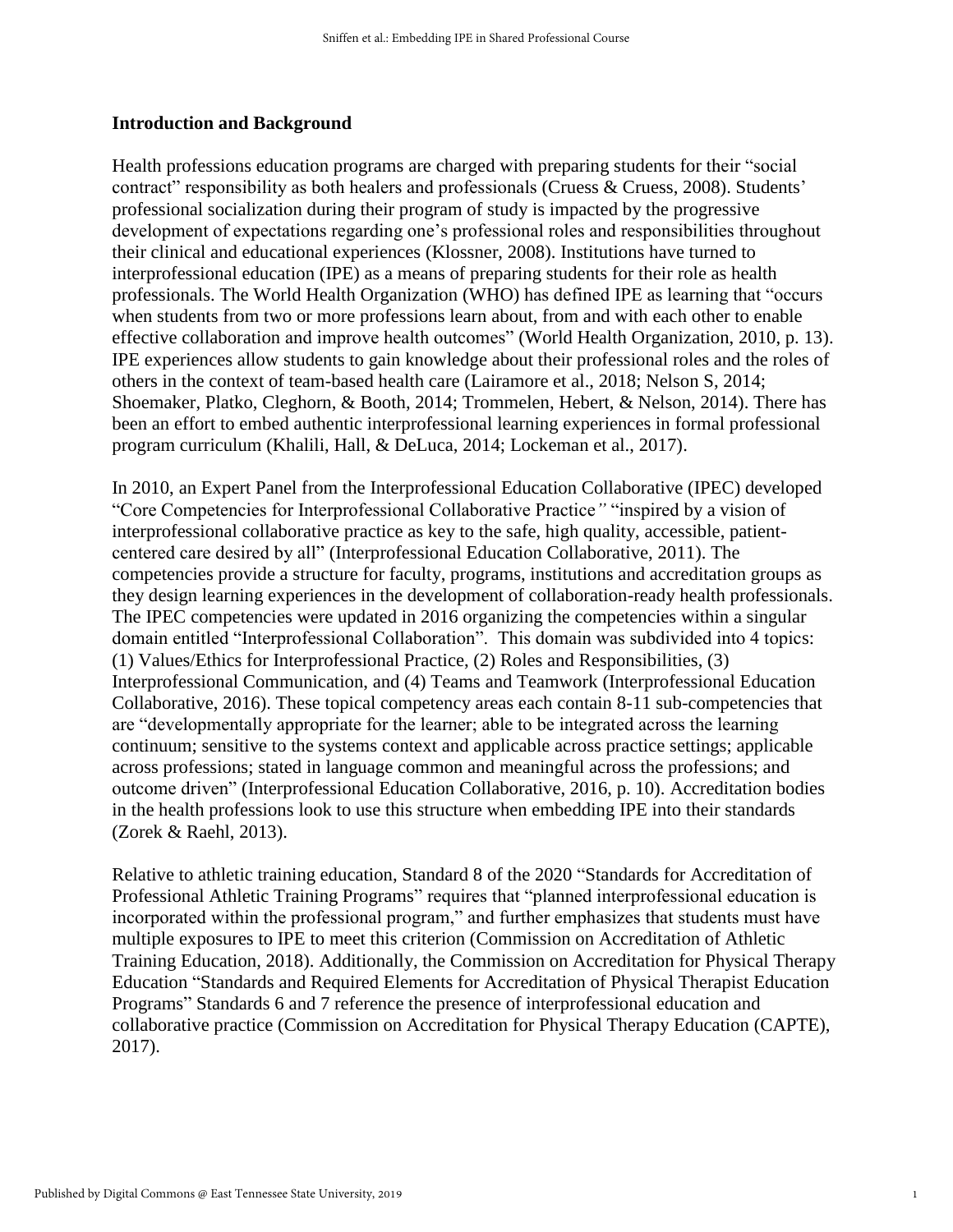## Introduction and Background

Health professions education programs are charged with preparing students for their "social contract" responsibility as both healers and professionals (Cruess & Cruess, 2008). Students' professional socialization during their program of study is impacted by the progressive development of expectations regarding one's professional roles and responsibilities throughout their clinical and educational experiences (Klossner, 2008). Institutions have turned to interprofessional education (IPE) as a means of preparing students for their role as health professionals. The World Health Organization (WHO) has defined IPE as learning that "occurs when students from two or more professions learn about, from and with each other to enable effective collaboration and improve health outcomes" (World Health Organization, 2010, p. 13). IPE experiences allow students to gain knowledge about their professional roles and the roles of others in the context of team-based health care (Lairamore et al., 2018; Nelson S, 2014; Shoemaker, Platko, Cleghorn, & Booth, 2014; Trommelen, Hebert, & Nelson, 2014). There has been an effort to embed authentic interprofessional learning experiences in formal professional program curriculum (Khalili, Hall, & DeLuca, 2014; Lockeman et al., 2017).

In 2010, an Expert Panel from the Interprofessional Education Collaborative (IPEC) developed "Core Competencies for Interprofessional Collaborative Practice*"* "inspired by a vision of interprofessional collaborative practice as key to the safe, high quality, accessible, patient-centered care desired by all" (Interprofessional Education Collaborative, 2011). The competencies provide a structure for faculty, programs, institutions and accreditation groups as they design learning experiences in the development of collaboration-ready health professionals. The IPEC competencies were updated in 2016 organizing the competencies within a singular domain entitled "Interprofessional Collaboration". This domain was subdivided into 4 topics: (1) Values/Ethics for Interprofessional Practice, (2) Roles and Responsibilities, (3) Interprofessional Communication, and (4) Teams and Teamwork (Interprofessional Education Collaborative, 2016). These topical competency areas each contain 8-11 sub-competencies that are "developmentally appropriate for the learner; able to be integrated across the learning continuum; sensitive to the systems context and applicable across practice settings; applicable across professions; stated in language common and meaningful across the professions; and outcome driven" (Interprofessional Education Collaborative, 2016, p. 10). Accreditation bodies in the health professions look to use this structure when embedding IPE into their standards (Zorek & Raehl, 2013).

Relative to athletic training education, Standard 8 of the 2020 "Standards for Accreditation of Professional Athletic Training Programs" requires that "planned interprofessional education is incorporated within the professional program," and further emphasizes that students must have multiple exposures to IPE to meet this criterion (Commission on Accreditation of Athletic Training Education, 2018). Additionally, the Commission on Accreditation for Physical Therapy Education "Standards and Required Elements for Accreditation of Physical Therapist Education Programs" Standards 6 and 7 reference the presence of interprofessional education and collaborative practice (Commission on Accreditation for Physical Therapy Education (CAPTE), 2017).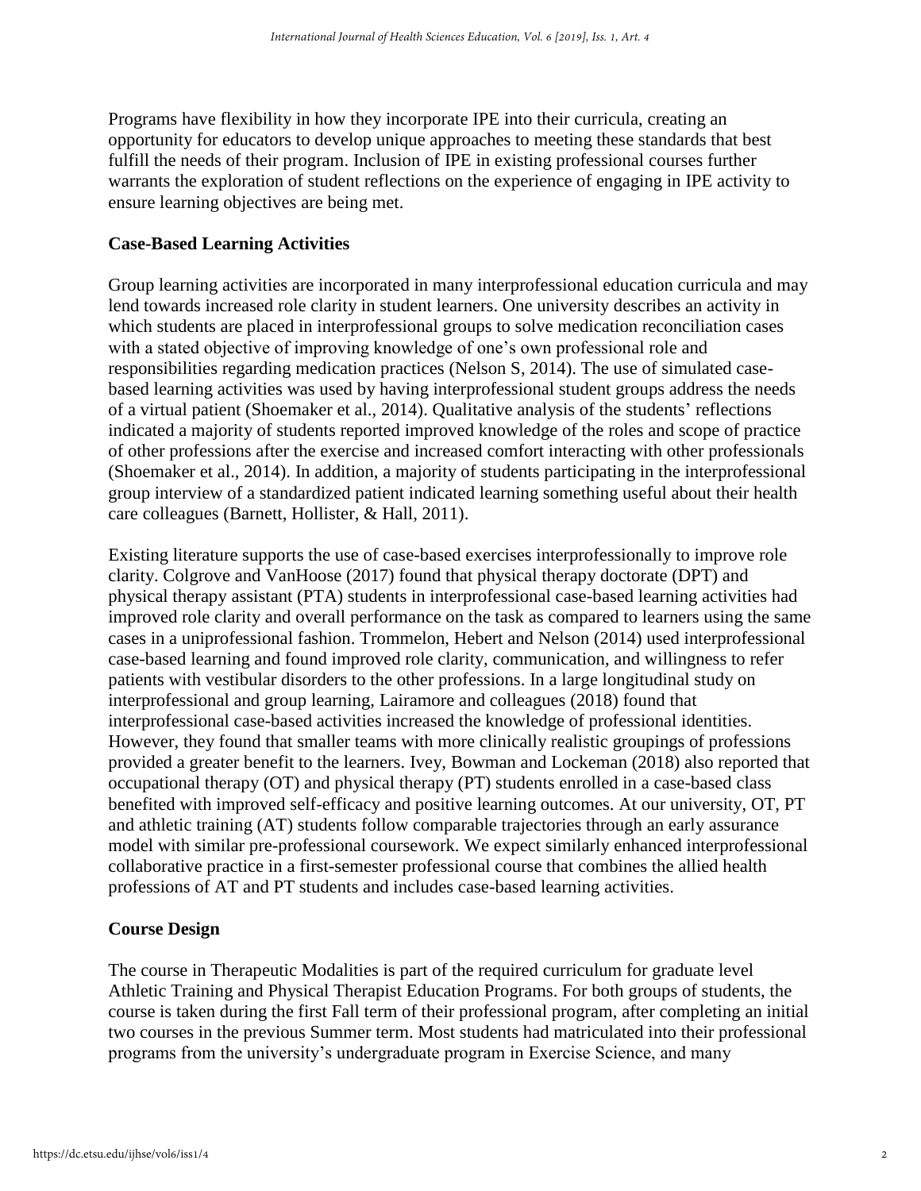Programs have flexibility in how they incorporate IPE into their curricula, creating an opportunity for educators to develop unique approaches to meeting these standards that best fulfill the needs of their program. Inclusion of IPE in existing professional courses further warrants the exploration of student reflections on the experience of engaging in IPE activity to ensure learning objectives are being met.

### Case-Based Learning Activities

Group learning activities are incorporated in many interprofessional education curricula and may lend towards increased role clarity in student learners. One university describes an activity in which students are placed in interprofessional groups to solve medication reconciliation cases with a stated objective of improving knowledge of one's own professional role and responsibilities regarding medication practices (Nelson S, 2014). The use of simulated case-based learning activities was used by having interprofessional student groups address the needs of a virtual patient (Shoemaker et al., 2014). Qualitative analysis of the students' reflections indicated a majority of students reported improved knowledge of the roles and scope of practice of other professions after the exercise and increased comfort interacting with other professionals (Shoemaker et al., 2014). In addition, a majority of students participating in the interprofessional group interview of a standardized patient indicated learning something useful about their health care colleagues (Barnett, Hollister, & Hall, 2011).

Existing literature supports the use of case-based exercises interprofessionally to improve role clarity. Colgrove and VanHoose (2017) found that physical therapy doctorate (DPT) and physical therapy assistant (PTA) students in interprofessional case-based learning activities had improved role clarity and overall performance on the task as compared to learners using the same cases in a uniprofessional fashion. Trommelon, Hebert and Nelson (2014) used interprofessional case-based learning and found improved role clarity, communication, and willingness to refer patients with vestibular disorders to the other professions. In a large longitudinal study on interprofessional and group learning, Lairamore and colleagues (2018) found that interprofessional case-based activities increased the knowledge of professional identities. However, they found that smaller teams with more clinically realistic groupings of professions provided a greater benefit to the learners. Ivey, Bowman and Lockeman (2018) also reported that occupational therapy (OT) and physical therapy (PT) students enrolled in a case-based class benefited with improved self-efficacy and positive learning outcomes. At our university, OT, PT and athletic training (AT) students follow comparable trajectories through an early assurance model with similar pre-professional coursework. We expect similarly enhanced interprofessional collaborative practice in a first-semester professional course that combines the allied health professions of AT and PT students and includes case-based learning activities.

### Course Design

The course in Therapeutic Modalities is part of the required curriculum for graduate level Athletic Training and Physical Therapist Education Programs. For both groups of students, the course is taken during the first Fall term of their professional program, after completing an initial two courses in the previous Summer term. Most students had matriculated into their professional programs from the university's undergraduate program in Exercise Science, and many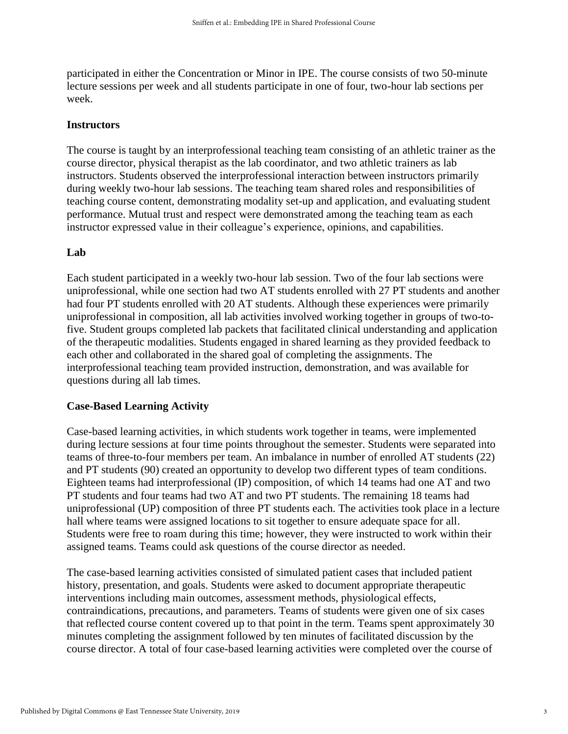participated in either the Concentration or Minor in IPE. The course consists of two 50-minute lecture sessions per week and all students participate in one of four, two-hour lab sections per week.

### Instructors

The course is taught by an interprofessional teaching team consisting of an athletic trainer as the course director, physical therapist as the lab coordinator, and two athletic trainers as lab instructors. Students observed the interprofessional interaction between instructors primarily during weekly two-hour lab sessions. The teaching team shared roles and responsibilities of teaching course content, demonstrating modality set-up and application, and evaluating student performance. Mutual trust and respect were demonstrated among the teaching team as each instructor expressed value in their colleague's experience, opinions, and capabilities.

### Lab

Each student participated in a weekly two-hour lab session. Two of the four lab sections were uniprofessional, while one section had two AT students enrolled with 27 PT students and another had four PT students enrolled with 20 AT students. Although these experiences were primarily uniprofessional in composition, all lab activities involved working together in groups of two-to-five. Student groups completed lab packets that facilitated clinical understanding and application of the therapeutic modalities. Students engaged in shared learning as they provided feedback to each other and collaborated in the shared goal of completing the assignments. The interprofessional teaching team provided instruction, demonstration, and was available for questions during all lab times.

### Case-Based Learning Activity

Case-based learning activities, in which students work together in teams, were implemented during lecture sessions at four time points throughout the semester. Students were separated into teams of three-to-four members per team. An imbalance in number of enrolled AT students (22) and PT students (90) created an opportunity to develop two different types of team conditions. Eighteen teams had interprofessional (IP) composition, of which 14 teams had one AT and two PT students and four teams had two AT and two PT students. The remaining 18 teams had uniprofessional (UP) composition of three PT students each. The activities took place in a lecture hall where teams were assigned locations to sit together to ensure adequate space for all. Students were free to roam during this time; however, they were instructed to work within their assigned teams. Teams could ask questions of the course director as needed.

The case-based learning activities consisted of simulated patient cases that included patient history, presentation, and goals. Students were asked to document appropriate therapeutic interventions including main outcomes, assessment methods, physiological effects, contraindications, precautions, and parameters. Teams of students were given one of six cases that reflected course content covered up to that point in the term. Teams spent approximately 30 minutes completing the assignment followed by ten minutes of facilitated discussion by the course director. A total of four case-based learning activities were completed over the course of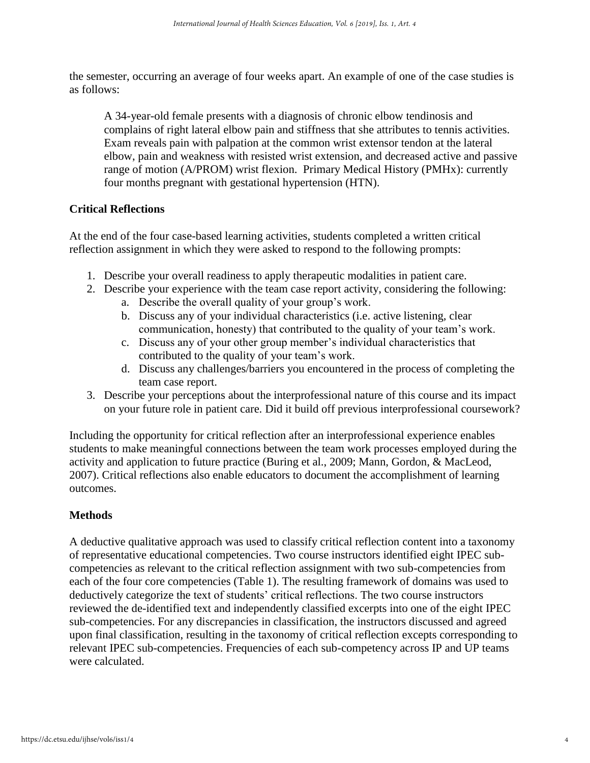the semester, occurring an average of four weeks apart. An example of one of the case studies is as follows:

> A 34-year-old female presents with a diagnosis of chronic elbow tendinosis and complains of right lateral elbow pain and stiffness that she attributes to tennis activities. Exam reveals pain with palpation at the common wrist extensor tendon at the lateral elbow, pain and weakness with resisted wrist extension, and decreased active and passive range of motion (A/PROM) wrist flexion. Primary Medical History (PMHx): currently four months pregnant with gestational hypertension (HTN).

**Critical Reflections**

At the end of the four case-based learning activities, students completed a written critical reflection assignment in which they were asked to respond to the following prompts:

1. Describe your overall readiness to apply therapeutic modalities in patient care.
2. Describe your experience with the team case report activity, considering the following:
   a. Describe the overall quality of your group's work.
   b. Discuss any of your individual characteristics (i.e. active listening, clear communication, honesty) that contributed to the quality of your team's work.
   c. Discuss any of your other group member's individual characteristics that contributed to the quality of your team's work.
   d. Discuss any challenges/barriers you encountered in the process of completing the team case report.
3. Describe your perceptions about the interprofessional nature of this course and its impact on your future role in patient care. Did it build off previous interprofessional coursework?

Including the opportunity for critical reflection after an interprofessional experience enables students to make meaningful connections between the team work processes employed during the activity and application to future practice (Buring et al., 2009; Mann, Gordon, & MacLeod, 2007). Critical reflections also enable educators to document the accomplishment of learning outcomes.

**Methods**

A deductive qualitative approach was used to classify critical reflection content into a taxonomy of representative educational competencies. Two course instructors identified eight IPEC sub-competencies as relevant to the critical reflection assignment with two sub-competencies from each of the four core competencies (Table 1). The resulting framework of domains was used to deductively categorize the text of students' critical reflections. The two course instructors reviewed the de-identified text and independently classified excerpts into one of the eight IPEC sub-competencies. For any discrepancies in classification, the instructors discussed and agreed upon final classification, resulting in the taxonomy of critical reflection excepts corresponding to relevant IPEC sub-competencies. Frequencies of each sub-competency across IP and UP teams were calculated.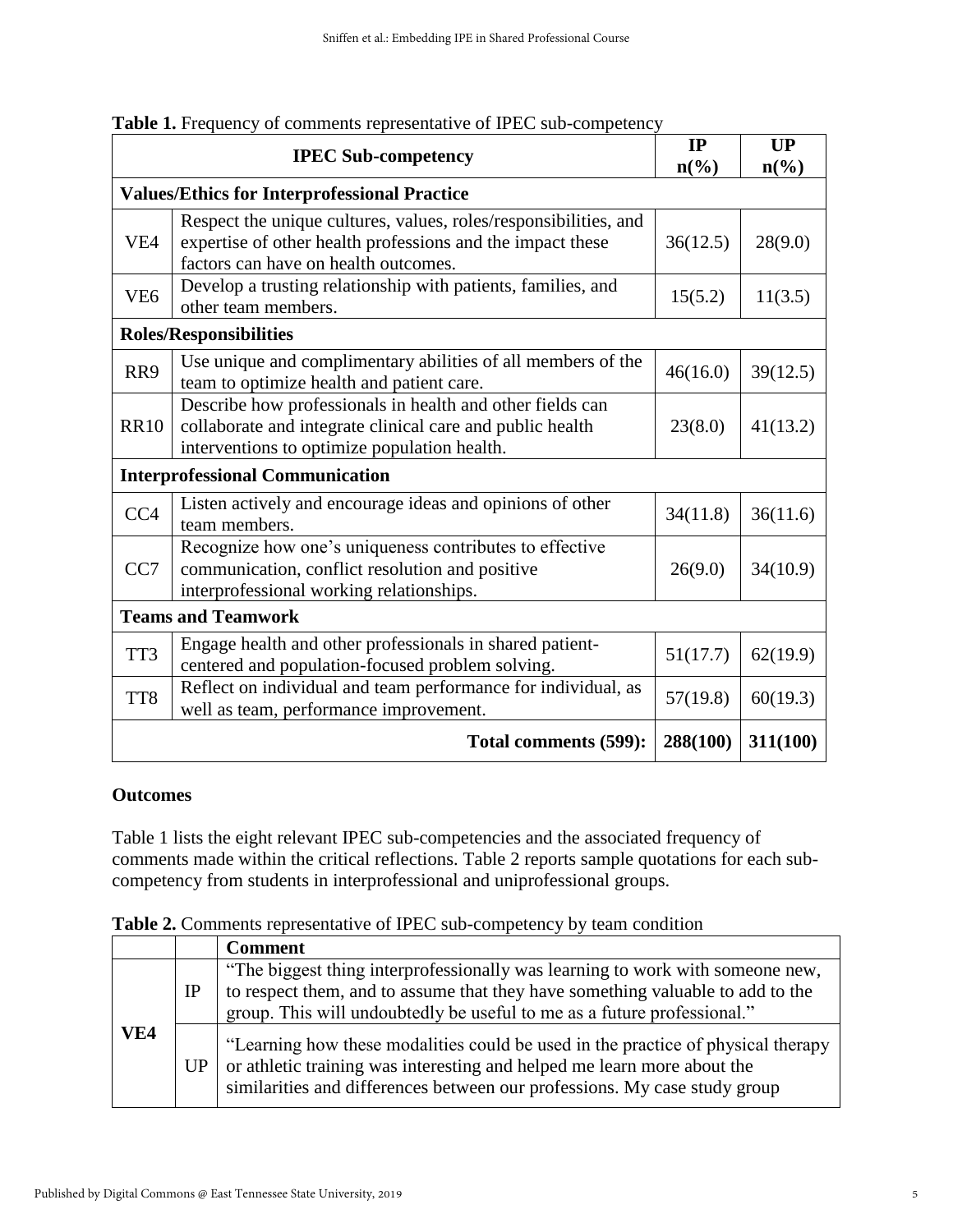**Table 1.** Frequency of comments representative of IPEC sub-competency

| IPEC Sub-competency | | IP n(%) | UP n(%) |
|---|---|---|---|
| **Values/Ethics for Interprofessional Practice** | | | |
| VE4 | Respect the unique cultures, values, roles/responsibilities, and expertise of other health professions and the impact these factors can have on health outcomes. | 36(12.5) | 28(9.0) |
| VE6 | Develop a trusting relationship with patients, families, and other team members. | 15(5.2) | 11(3.5) |
| **Roles/Responsibilities** | | | |
| RR9 | Use unique and complimentary abilities of all members of the team to optimize health and patient care. | 46(16.0) | 39(12.5) |
| RR10 | Describe how professionals in health and other fields can collaborate and integrate clinical care and public health interventions to optimize population health. | 23(8.0) | 41(13.2) |
| **Interprofessional Communication** | | | |
| CC4 | Listen actively and encourage ideas and opinions of other team members. | 34(11.8) | 36(11.6) |
| CC7 | Recognize how one's uniqueness contributes to effective communication, conflict resolution and positive interprofessional working relationships. | 26(9.0) | 34(10.9) |
| **Teams and Teamwork** | | | |
| TT3 | Engage health and other professionals in shared patient-centered and population-focused problem solving. | 51(17.7) | 62(19.9) |
| TT8 | Reflect on individual and team performance for individual, as well as team, performance improvement. | 57(19.8) | 60(19.3) |
| | **Total comments (599):** | **288(100)** | **311(100)** |

### Outcomes

Table 1 lists the eight relevant IPEC sub-competencies and the associated frequency of comments made within the critical reflections. Table 2 reports sample quotations for each sub-competency from students in interprofessional and uniprofessional groups.

**Table 2.** Comments representative of IPEC sub-competency by team condition

| | | **Comment** |
|---|---|---|
| **VE4** | IP | "The biggest thing interprofessionally was learning to work with someone new, to respect them, and to assume that they have something valuable to add to the group. This will undoubtedly be useful to me as a future professional." |
| | UP | "Learning how these modalities could be used in the practice of physical therapy or athletic training was interesting and helped me learn more about the similarities and differences between our professions. My case study group |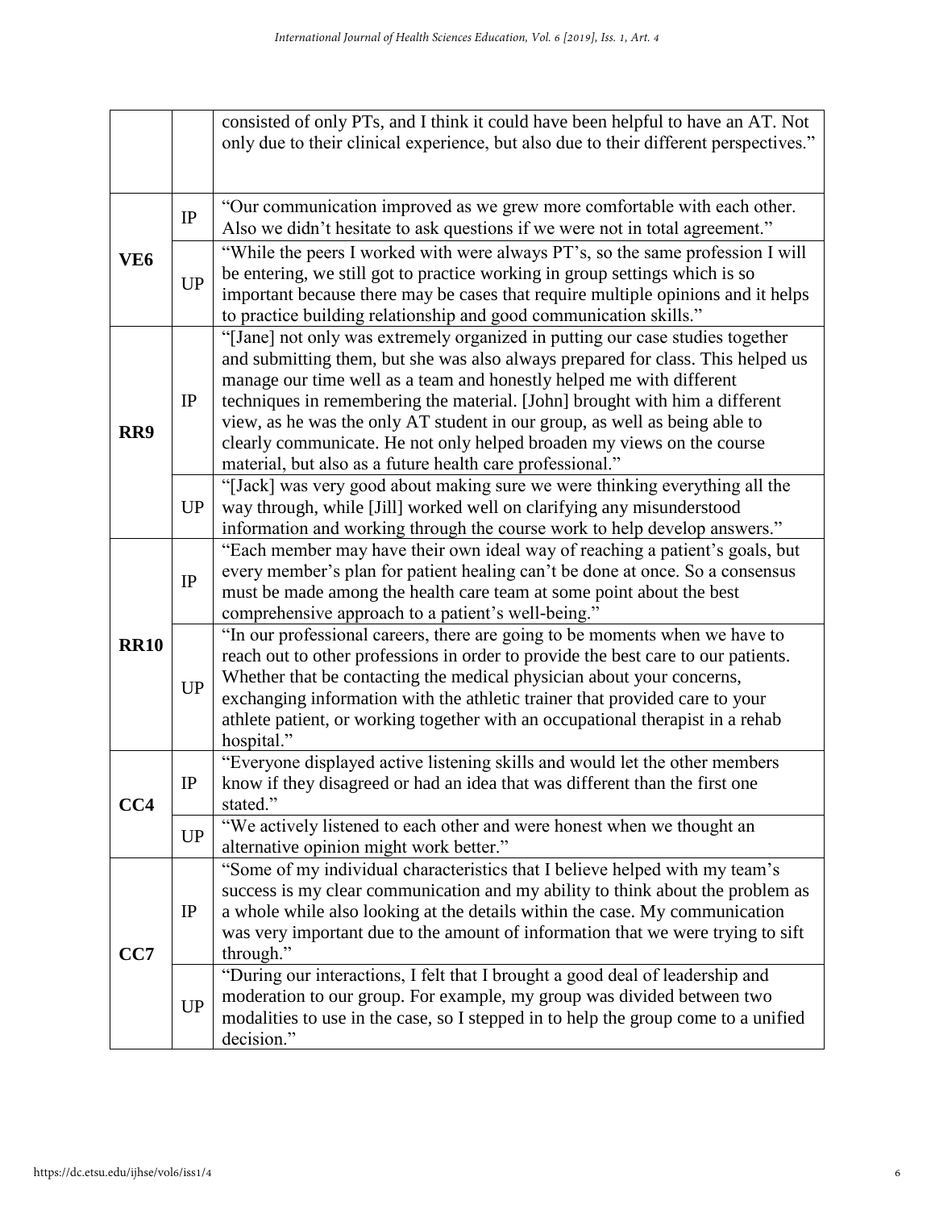| | | |
|---|---|---|
| | | consisted of only PTs, and I think it could have been helpful to have an AT. Not only due to their clinical experience, but also due to their different perspectives." |
| **VE6** | IP | "Our communication improved as we grew more comfortable with each other. Also we didn't hesitate to ask questions if we were not in total agreement." |
| | UP | "While the peers I worked with were always PT's, so the same profession I will be entering, we still got to practice working in group settings which is so important because there may be cases that require multiple opinions and it helps to practice building relationship and good communication skills." |
| **RR9** | IP | "[Jane] not only was extremely organized in putting our case studies together and submitting them, but she was also always prepared for class. This helped us manage our time well as a team and honestly helped me with different techniques in remembering the material. [John] brought with him a different view, as he was the only AT student in our group, as well as being able to clearly communicate. He not only helped broaden my views on the course material, but also as a future health care professional." |
| | UP | "[Jack] was very good about making sure we were thinking everything all the way through, while [Jill] worked well on clarifying any misunderstood information and working through the course work to help develop answers." |
| **RR10** | IP | "Each member may have their own ideal way of reaching a patient's goals, but every member's plan for patient healing can't be done at once. So a consensus must be made among the health care team at some point about the best comprehensive approach to a patient's well-being." |
| | UP | "In our professional careers, there are going to be moments when we have to reach out to other professions in order to provide the best care to our patients. Whether that be contacting the medical physician about your concerns, exchanging information with the athletic trainer that provided care to your athlete patient, or working together with an occupational therapist in a rehab hospital." |
| **CC4** | IP | "Everyone displayed active listening skills and would let the other members know if they disagreed or had an idea that was different than the first one stated." |
| | UP | "We actively listened to each other and were honest when we thought an alternative opinion might work better." |
| **CC7** | IP | "Some of my individual characteristics that I believe helped with my team's success is my clear communication and my ability to think about the problem as a whole while also looking at the details within the case. My communication was very important due to the amount of information that we were trying to sift through." |
| | UP | "During our interactions, I felt that I brought a good deal of leadership and moderation to our group. For example, my group was divided between two modalities to use in the case, so I stepped in to help the group come to a unified decision." |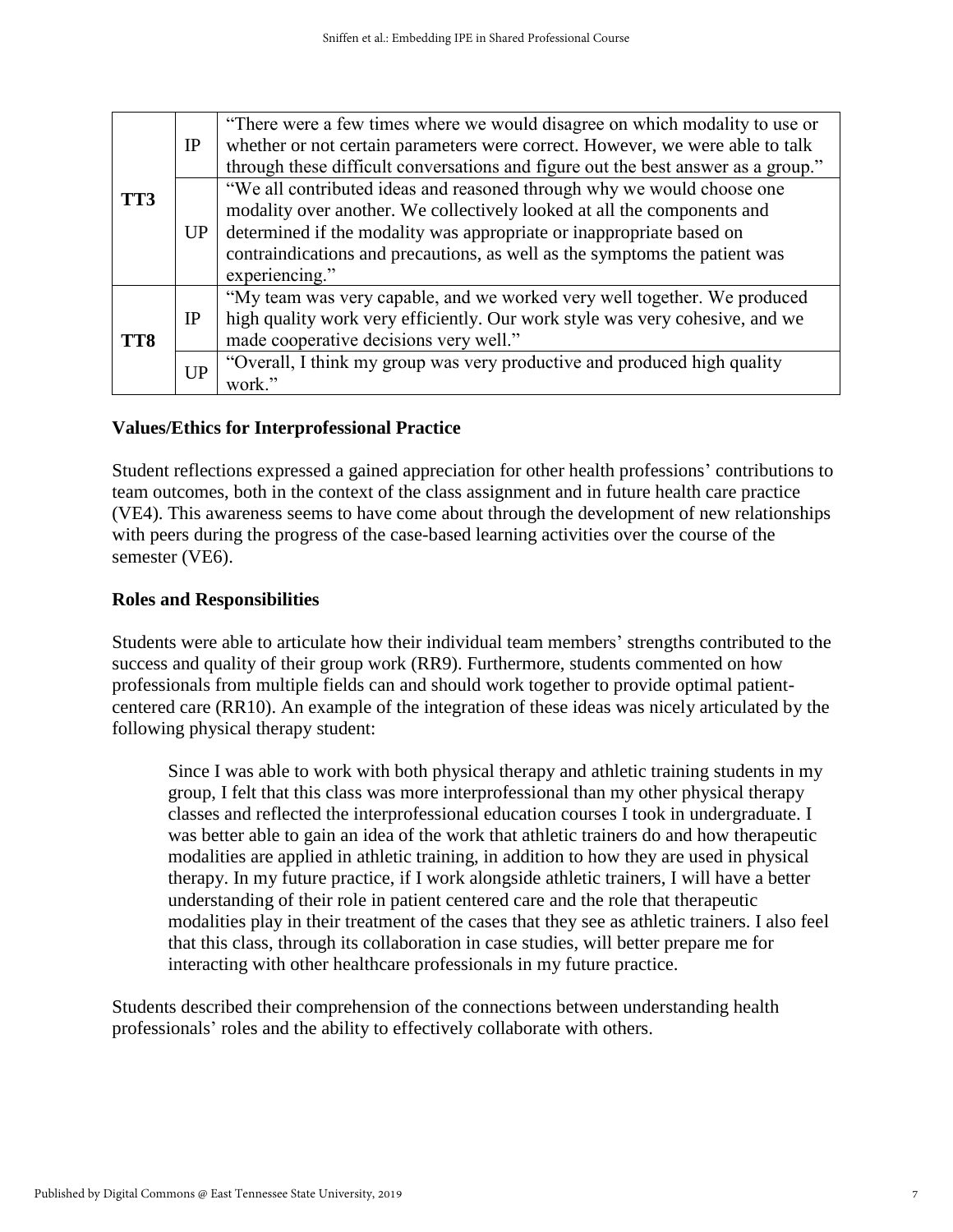| | | |
|---|---|---|
| **TT3** | IP | "There were a few times where we would disagree on which modality to use or whether or not certain parameters were correct. However, we were able to talk through these difficult conversations and figure out the best answer as a group." |
| | UP | "We all contributed ideas and reasoned through why we would choose one modality over another. We collectively looked at all the components and determined if the modality was appropriate or inappropriate based on contraindications and precautions, as well as the symptoms the patient was experiencing." |
| **TT8** | IP | "My team was very capable, and we worked very well together. We produced high quality work very efficiently. Our work style was very cohesive, and we made cooperative decisions very well." |
| | UP | "Overall, I think my group was very productive and produced high quality work." |

**Values/Ethics for Interprofessional Practice**

Student reflections expressed a gained appreciation for other health professions' contributions to team outcomes, both in the context of the class assignment and in future health care practice (VE4). This awareness seems to have come about through the development of new relationships with peers during the progress of the case-based learning activities over the course of the semester (VE6).

**Roles and Responsibilities**

Students were able to articulate how their individual team members' strengths contributed to the success and quality of their group work (RR9). Furthermore, students commented on how professionals from multiple fields can and should work together to provide optimal patient-centered care (RR10). An example of the integration of these ideas was nicely articulated by the following physical therapy student:

> Since I was able to work with both physical therapy and athletic training students in my group, I felt that this class was more interprofessional than my other physical therapy classes and reflected the interprofessional education courses I took in undergraduate. I was better able to gain an idea of the work that athletic trainers do and how therapeutic modalities are applied in athletic training, in addition to how they are used in physical therapy. In my future practice, if I work alongside athletic trainers, I will have a better understanding of their role in patient centered care and the role that therapeutic modalities play in their treatment of the cases that they see as athletic trainers. I also feel that this class, through its collaboration in case studies, will better prepare me for interacting with other healthcare professionals in my future practice.

Students described their comprehension of the connections between understanding health professionals' roles and the ability to effectively collaborate with others.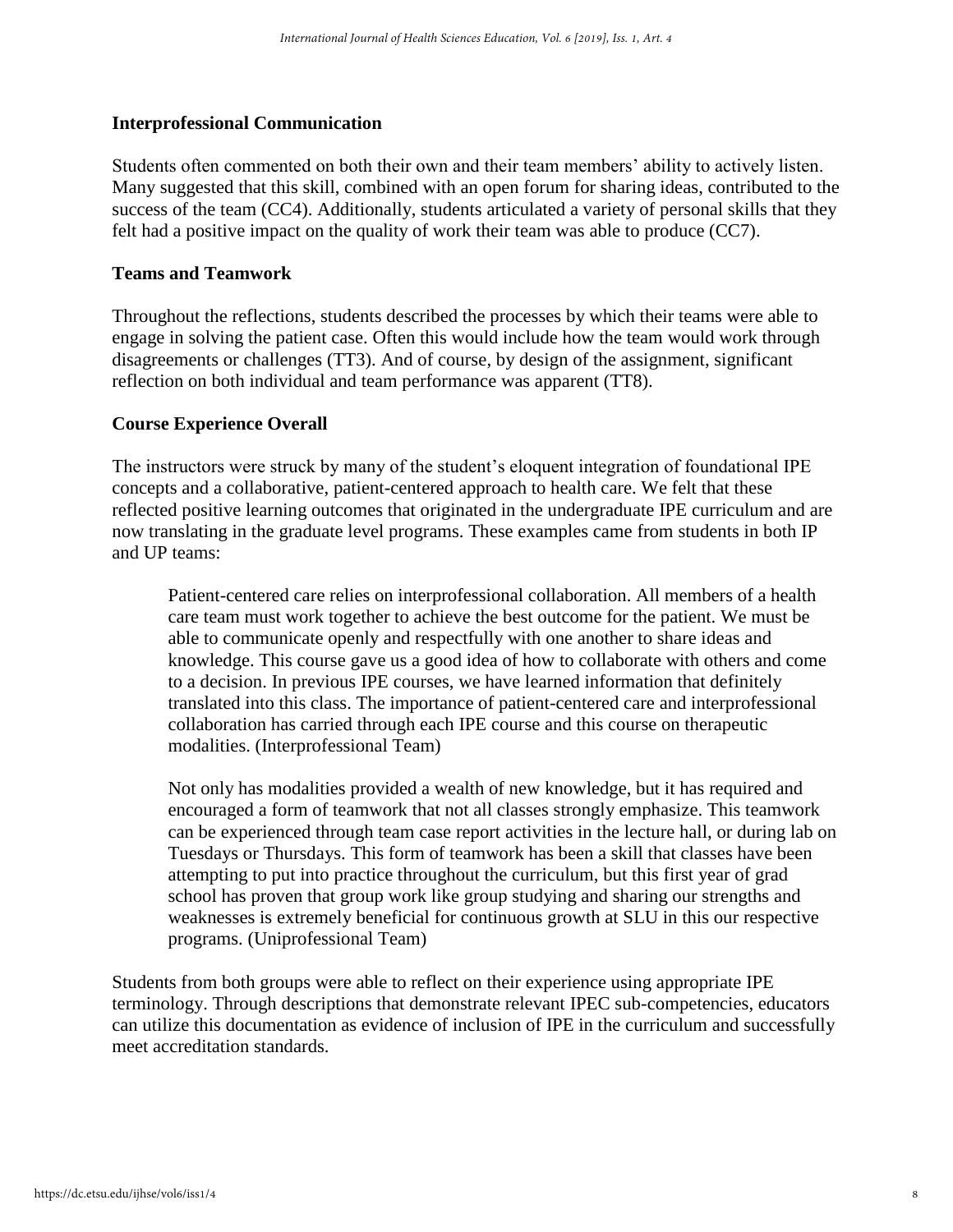### Interprofessional Communication

Students often commented on both their own and their team members' ability to actively listen. Many suggested that this skill, combined with an open forum for sharing ideas, contributed to the success of the team (CC4). Additionally, students articulated a variety of personal skills that they felt had a positive impact on the quality of work their team was able to produce (CC7).

### Teams and Teamwork

Throughout the reflections, students described the processes by which their teams were able to engage in solving the patient case. Often this would include how the team would work through disagreements or challenges (TT3). And of course, by design of the assignment, significant reflection on both individual and team performance was apparent (TT8).

### Course Experience Overall

The instructors were struck by many of the student's eloquent integration of foundational IPE concepts and a collaborative, patient-centered approach to health care. We felt that these reflected positive learning outcomes that originated in the undergraduate IPE curriculum and are now translating in the graduate level programs. These examples came from students in both IP and UP teams:

> Patient-centered care relies on interprofessional collaboration. All members of a health care team must work together to achieve the best outcome for the patient. We must be able to communicate openly and respectfully with one another to share ideas and knowledge. This course gave us a good idea of how to collaborate with others and come to a decision. In previous IPE courses, we have learned information that definitely translated into this class. The importance of patient-centered care and interprofessional collaboration has carried through each IPE course and this course on therapeutic modalities. (Interprofessional Team)

> Not only has modalities provided a wealth of new knowledge, but it has required and encouraged a form of teamwork that not all classes strongly emphasize. This teamwork can be experienced through team case report activities in the lecture hall, or during lab on Tuesdays or Thursdays. This form of teamwork has been a skill that classes have been attempting to put into practice throughout the curriculum, but this first year of grad school has proven that group work like group studying and sharing our strengths and weaknesses is extremely beneficial for continuous growth at SLU in this our respective programs. (Uniprofessional Team)

Students from both groups were able to reflect on their experience using appropriate IPE terminology. Through descriptions that demonstrate relevant IPEC sub-competencies, educators can utilize this documentation as evidence of inclusion of IPE in the curriculum and successfully meet accreditation standards.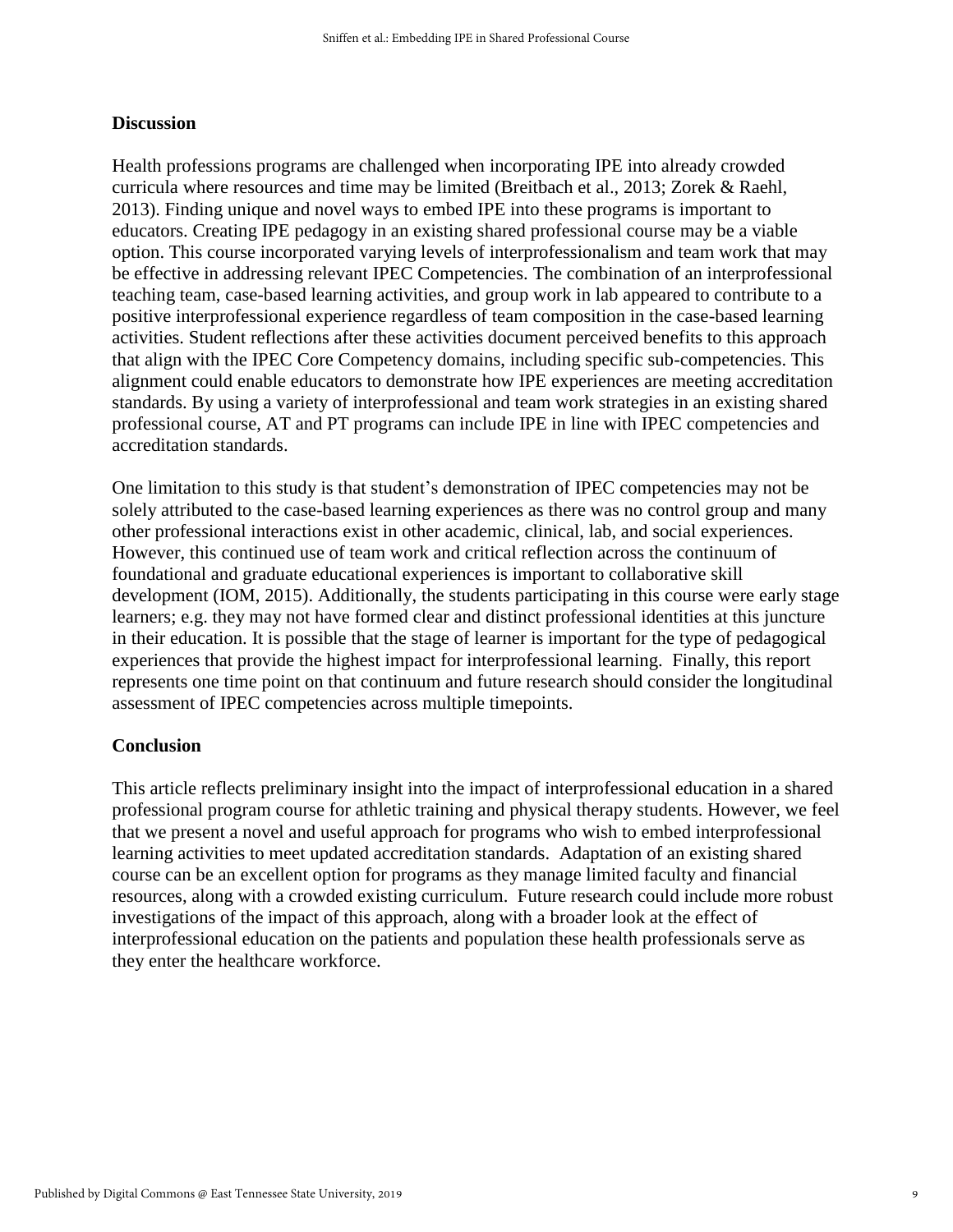## Discussion

Health professions programs are challenged when incorporating IPE into already crowded curricula where resources and time may be limited (Breitbach et al., 2013; Zorek & Raehl, 2013). Finding unique and novel ways to embed IPE into these programs is important to educators. Creating IPE pedagogy in an existing shared professional course may be a viable option. This course incorporated varying levels of interprofessionalism and team work that may be effective in addressing relevant IPEC Competencies. The combination of an interprofessional teaching team, case-based learning activities, and group work in lab appeared to contribute to a positive interprofessional experience regardless of team composition in the case-based learning activities. Student reflections after these activities document perceived benefits to this approach that align with the IPEC Core Competency domains, including specific sub-competencies. This alignment could enable educators to demonstrate how IPE experiences are meeting accreditation standards. By using a variety of interprofessional and team work strategies in an existing shared professional course, AT and PT programs can include IPE in line with IPEC competencies and accreditation standards.

One limitation to this study is that student's demonstration of IPEC competencies may not be solely attributed to the case-based learning experiences as there was no control group and many other professional interactions exist in other academic, clinical, lab, and social experiences. However, this continued use of team work and critical reflection across the continuum of foundational and graduate educational experiences is important to collaborative skill development (IOM, 2015). Additionally, the students participating in this course were early stage learners; e.g. they may not have formed clear and distinct professional identities at this juncture in their education. It is possible that the stage of learner is important for the type of pedagogical experiences that provide the highest impact for interprofessional learning. Finally, this report represents one time point on that continuum and future research should consider the longitudinal assessment of IPEC competencies across multiple timepoints.

## Conclusion

This article reflects preliminary insight into the impact of interprofessional education in a shared professional program course for athletic training and physical therapy students. However, we feel that we present a novel and useful approach for programs who wish to embed interprofessional learning activities to meet updated accreditation standards. Adaptation of an existing shared course can be an excellent option for programs as they manage limited faculty and financial resources, along with a crowded existing curriculum. Future research could include more robust investigations of the impact of this approach, along with a broader look at the effect of interprofessional education on the patients and population these health professionals serve as they enter the healthcare workforce.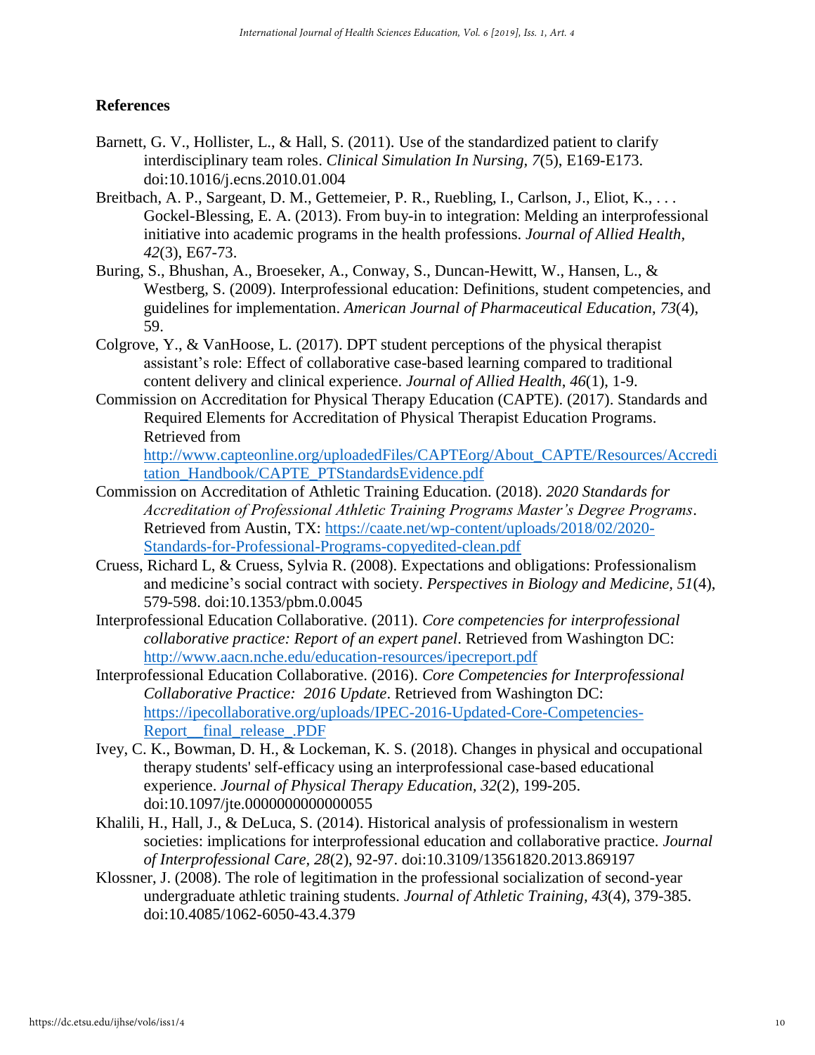## References

Barnett, G. V., Hollister, L., & Hall, S. (2011). Use of the standardized patient to clarify interdisciplinary team roles. *Clinical Simulation In Nursing, 7*(5), E169-E173. doi:10.1016/j.ecns.2010.01.004

Breitbach, A. P., Sargeant, D. M., Gettemeier, P. R., Ruebling, I., Carlson, J., Eliot, K., . . . Gockel-Blessing, E. A. (2013). From buy-in to integration: Melding an interprofessional initiative into academic programs in the health professions. *Journal of Allied Health, 42*(3), E67-73.

Buring, S., Bhushan, A., Broeseker, A., Conway, S., Duncan-Hewitt, W., Hansen, L., & Westberg, S. (2009). Interprofessional education: Definitions, student competencies, and guidelines for implementation. *American Journal of Pharmaceutical Education, 73*(4), 59.

Colgrove, Y., & VanHoose, L. (2017). DPT student perceptions of the physical therapist assistant's role: Effect of collaborative case-based learning compared to traditional content delivery and clinical experience. *Journal of Allied Health, 46*(1), 1-9.

Commission on Accreditation for Physical Therapy Education (CAPTE). (2017). Standards and Required Elements for Accreditation of Physical Therapist Education Programs. Retrieved from http://www.capteonline.org/uploadedFiles/CAPTEorg/About_CAPTE/Resources/Accreditation_Handbook/CAPTE_PTStandardsEvidence.pdf

Commission on Accreditation of Athletic Training Education. (2018). *2020 Standards for Accreditation of Professional Athletic Training Programs Master's Degree Programs*. Retrieved from Austin, TX: https://caate.net/wp-content/uploads/2018/02/2020-Standards-for-Professional-Programs-copyedited-clean.pdf

Cruess, Richard L, & Cruess, Sylvia R. (2008). Expectations and obligations: Professionalism and medicine's social contract with society. *Perspectives in Biology and Medicine, 51*(4), 579-598. doi:10.1353/pbm.0.0045

Interprofessional Education Collaborative. (2011). *Core competencies for interprofessional collaborative practice: Report of an expert panel*. Retrieved from Washington DC: http://www.aacn.nche.edu/education-resources/ipecreport.pdf

Interprofessional Education Collaborative. (2016). *Core Competencies for Interprofessional Collaborative Practice: 2016 Update*. Retrieved from Washington DC: https://ipecollaborative.org/uploads/IPEC-2016-Updated-Core-Competencies-Report__final_release_.PDF

Ivey, C. K., Bowman, D. H., & Lockeman, K. S. (2018). Changes in physical and occupational therapy students' self-efficacy using an interprofessional case-based educational experience. *Journal of Physical Therapy Education, 32*(2), 199-205. doi:10.1097/jte.0000000000000055

Khalili, H., Hall, J., & DeLuca, S. (2014). Historical analysis of professionalism in western societies: implications for interprofessional education and collaborative practice. *Journal of Interprofessional Care, 28*(2), 92-97. doi:10.3109/13561820.2013.869197

Klossner, J. (2008). The role of legitimation in the professional socialization of second-year undergraduate athletic training students. *Journal of Athletic Training, 43*(4), 379-385. doi:10.4085/1062-6050-43.4.379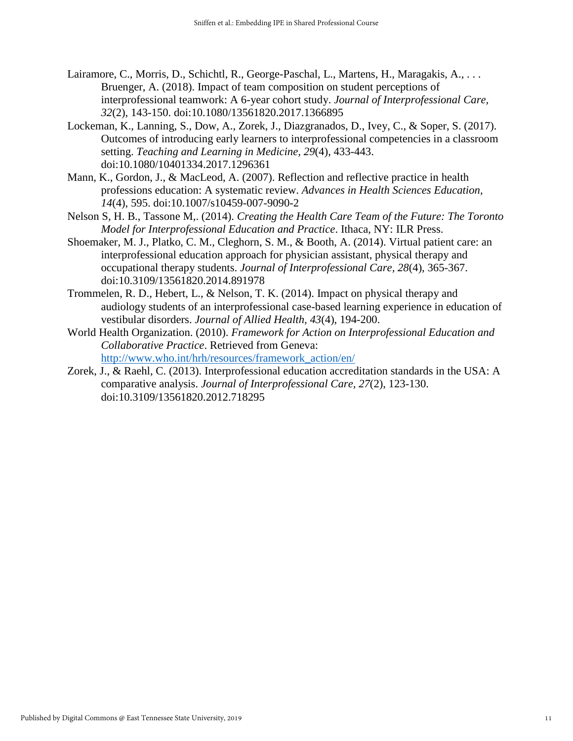Lairamore, C., Morris, D., Schichtl, R., George-Paschal, L., Martens, H., Maragakis, A., . . . Bruenger, A. (2018). Impact of team composition on student perceptions of interprofessional teamwork: A 6-year cohort study. *Journal of Interprofessional Care, 32*(2), 143-150. doi:10.1080/13561820.2017.1366895

Lockeman, K., Lanning, S., Dow, A., Zorek, J., Diazgranados, D., Ivey, C., & Soper, S. (2017). Outcomes of introducing early learners to interprofessional competencies in a classroom setting. *Teaching and Learning in Medicine, 29*(4), 433-443. doi:10.1080/10401334.2017.1296361

Mann, K., Gordon, J., & MacLeod, A. (2007). Reflection and reflective practice in health professions education: A systematic review. *Advances in Health Sciences Education, 14*(4), 595. doi:10.1007/s10459-007-9090-2

Nelson S, H. B., Tassone M,. (2014). *Creating the Health Care Team of the Future: The Toronto Model for Interprofessional Education and Practice*. Ithaca, NY: ILR Press.

Shoemaker, M. J., Platko, C. M., Cleghorn, S. M., & Booth, A. (2014). Virtual patient care: an interprofessional education approach for physician assistant, physical therapy and occupational therapy students. *Journal of Interprofessional Care, 28*(4), 365-367. doi:10.3109/13561820.2014.891978

Trommelen, R. D., Hebert, L., & Nelson, T. K. (2014). Impact on physical therapy and audiology students of an interprofessional case-based learning experience in education of vestibular disorders. *Journal of Allied Health, 43*(4), 194-200.

World Health Organization. (2010). *Framework for Action on Interprofessional Education and Collaborative Practice*. Retrieved from Geneva: http://www.who.int/hrh/resources/framework_action/en/

Zorek, J., & Raehl, C. (2013). Interprofessional education accreditation standards in the USA: A comparative analysis. *Journal of Interprofessional Care, 27*(2), 123-130. doi:10.3109/13561820.2012.718295